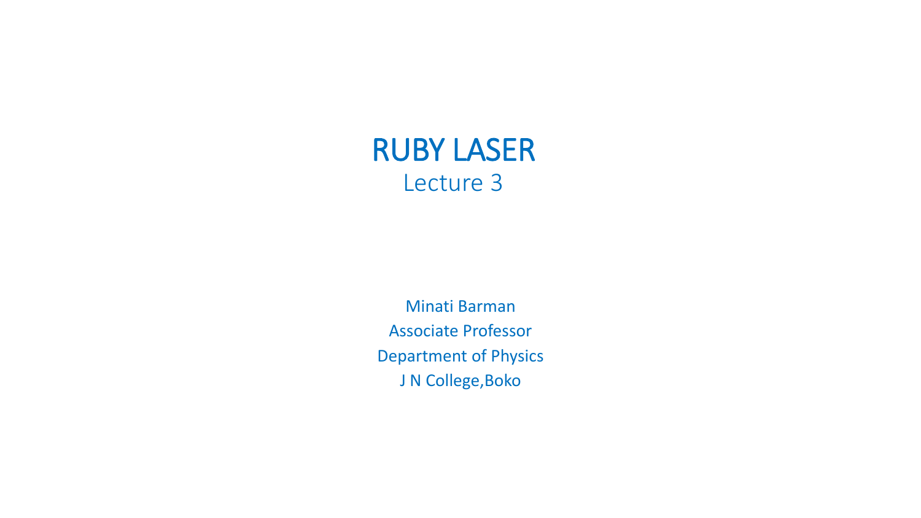# RUBY LASER

## Lecture 3

Minati Barman

Associate Professor

Department of Physics

J N College,Boko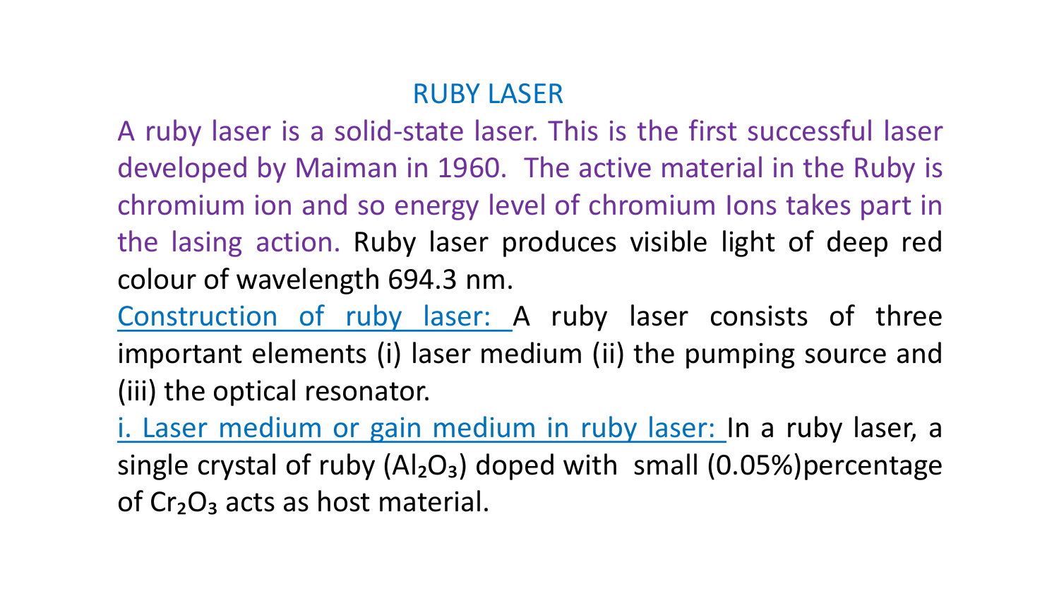# RUBY LASER

A ruby laser is a solid-state laser. This is the first successful laser developed by Maiman in 1960. The active material in the Ruby is chromium ion and so energy level of chromium Ions takes part in the lasing action. Ruby laser produces visible light of deep red colour of wavelength 694.3 nm.

Construction of ruby laser: A ruby laser consists of three important elements (i) laser medium (ii) the pumping source and (iii) the optical resonator.

i. Laser medium or gain medium in ruby laser: In a ruby laser, a single crystal of ruby ($Al_2O_3$) doped with small (0.05%)percentage of $Cr_2O_3$ acts as host material.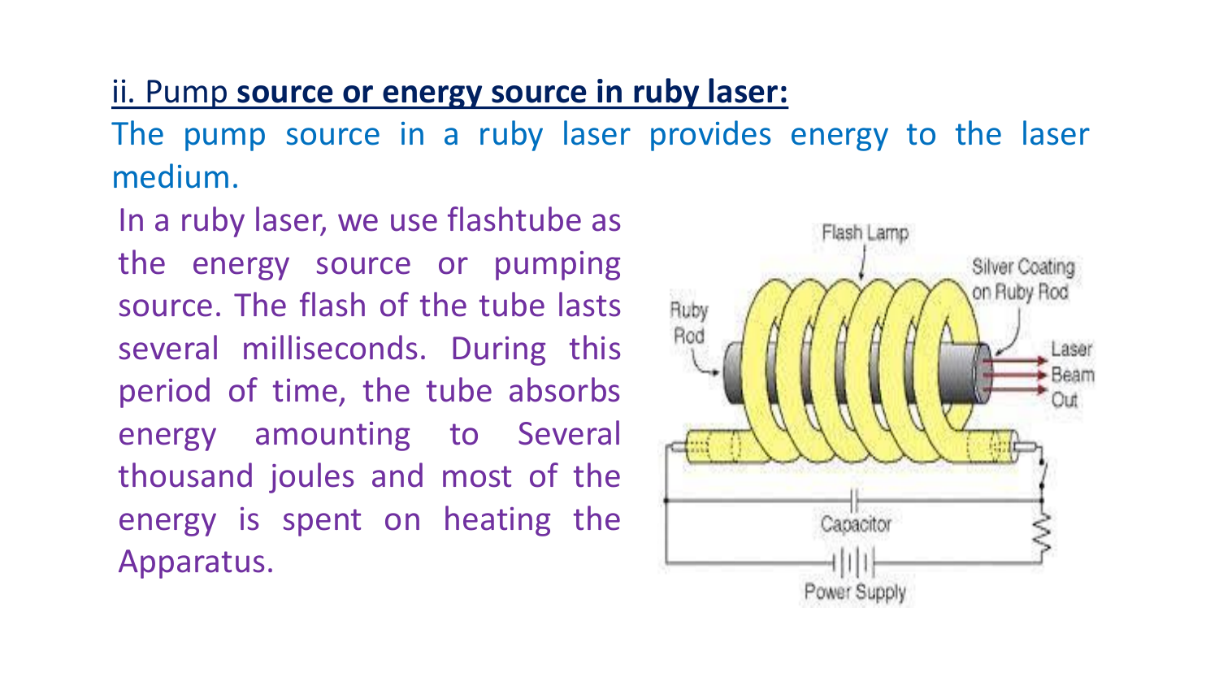## ii. Pump **source or energy source in ruby laser:**

The pump source in a ruby laser provides energy to the laser medium.

In a ruby laser, we use flashtube as the energy source or pumping source. The flash of the tube lasts several milliseconds. During this period of time, the tube absorbs energy amounting to Several thousand joules and most of the energy is spent on heating the Apparatus.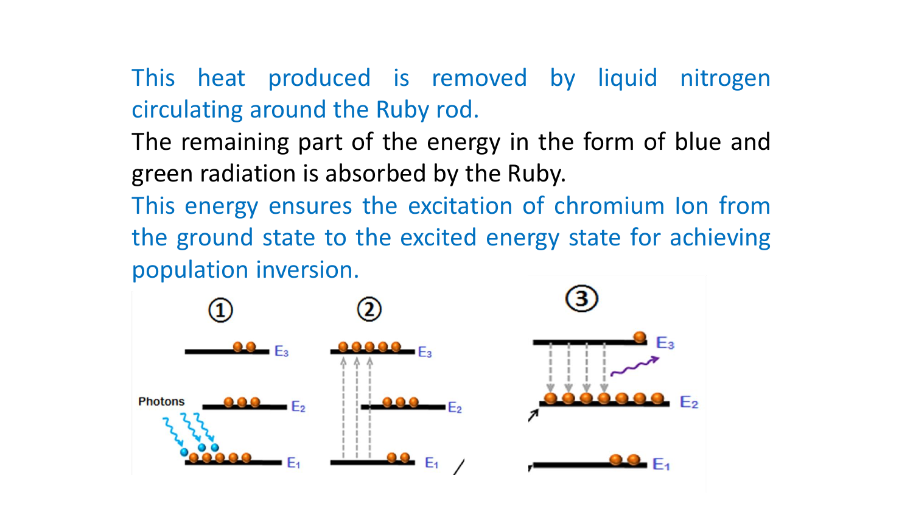This heat produced is removed by liquid nitrogen circulating around the Ruby rod.

The remaining part of the energy in the form of blue and green radiation is absorbed by the Ruby.

This energy ensures the excitation of chromium Ion from the ground state to the excited energy state for achieving population inversion.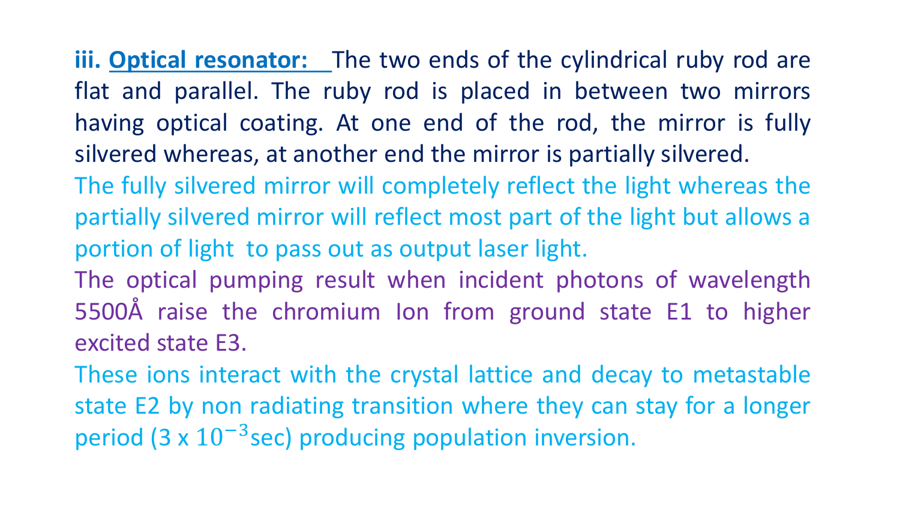**iii. Optical resonator:** The two ends of the cylindrical ruby rod are flat and parallel. The ruby rod is placed in between two mirrors having optical coating. At one end of the rod, the mirror is fully silvered whereas, at another end the mirror is partially silvered.

The fully silvered mirror will completely reflect the light whereas the partially silvered mirror will reflect most part of the light but allows a portion of light to pass out as output laser light.

The optical pumping result when incident photons of wavelength 5500Å raise the chromium Ion from ground state E1 to higher excited state E3.

These ions interact with the crystal lattice and decay to metastable state E2 by non radiating transition where they can stay for a longer period (3 x $10^{-3}$sec) producing population inversion.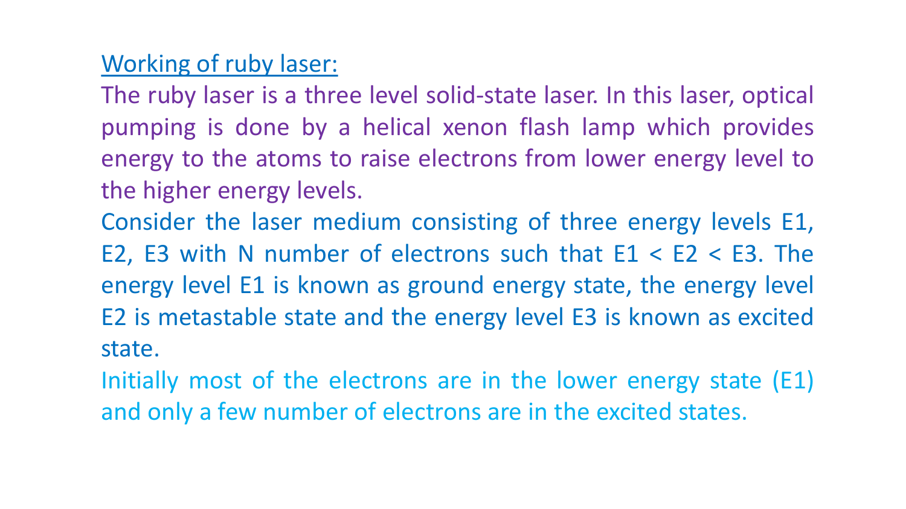## Working of ruby laser:

The ruby laser is a three level solid-state laser. In this laser, optical pumping is done by a helical xenon flash lamp which provides energy to the atoms to raise electrons from lower energy level to the higher energy levels.

Consider the laser medium consisting of three energy levels $E1$, $E2$, $E3$ with N number of electrons such that $E1 < E2 < E3$. The energy level $E1$ is known as ground energy state, the energy level $E2$ is metastable state and the energy level $E3$ is known as excited state.

Initially most of the electrons are in the lower energy state ($E1$) and only a few number of electrons are in the excited states.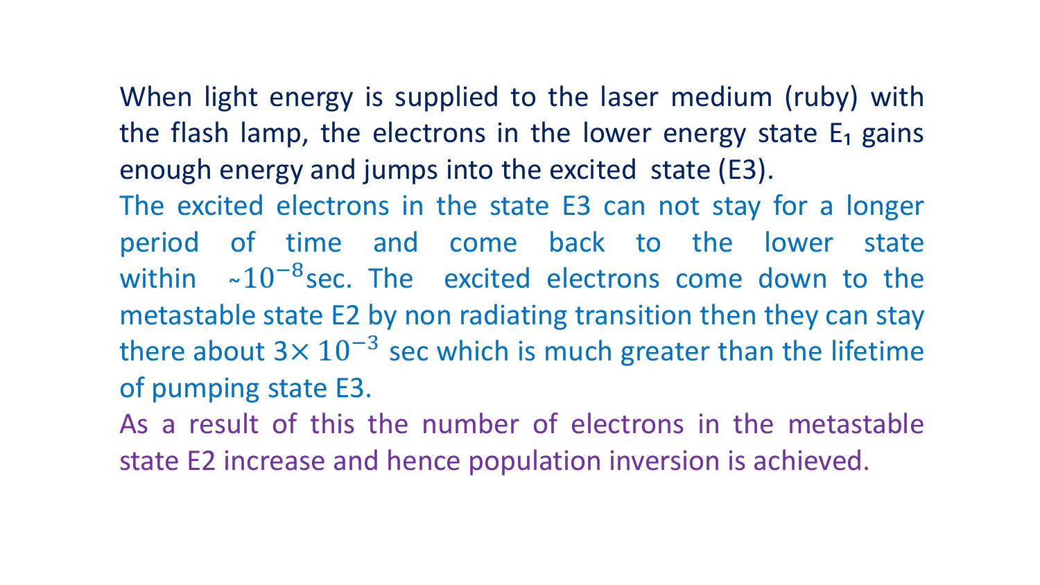When light energy is supplied to the laser medium (ruby) with the flash lamp, the electrons in the lower energy state $E_1$ gains enough energy and jumps into the excited state (E3).

The excited electrons in the state E3 can not stay for a longer period of time and come back to the lower state within ~$10^{-8}$sec. The excited electrons come down to the metastable state E2 by non radiating transition then they can stay there about $3\times 10^{-3}$ sec which is much greater than the lifetime of pumping state E3.

As a result of this the number of electrons in the metastable state E2 increase and hence population inversion is achieved.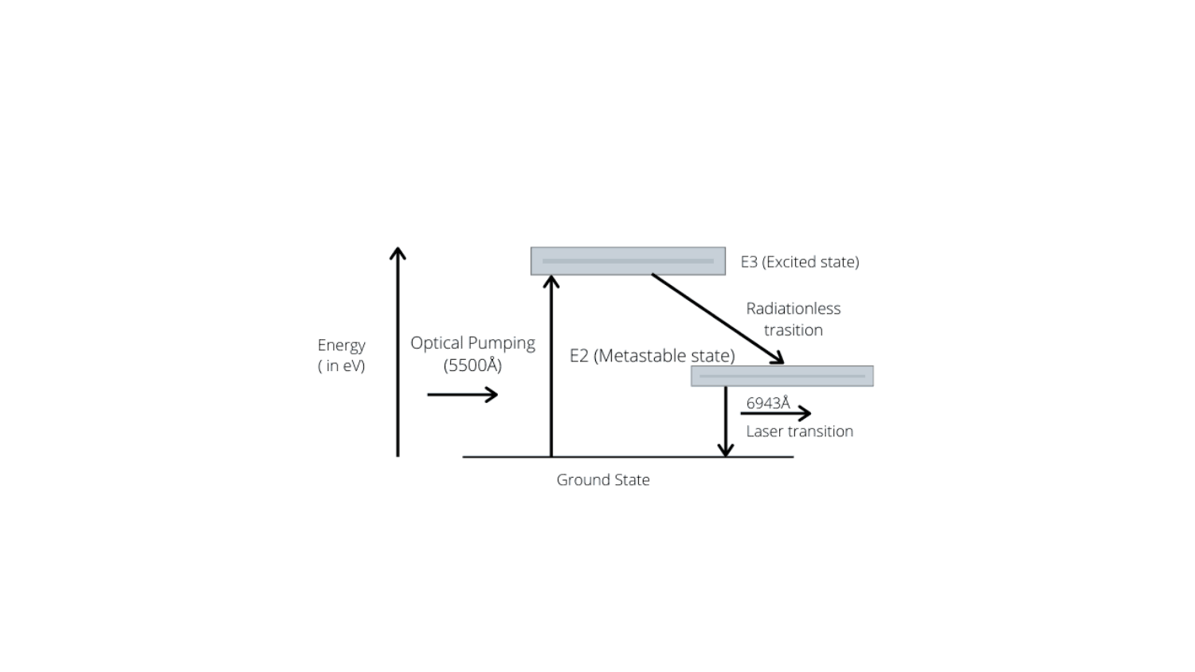E3 (Excited state)

Radiationless trasition

Energy ( in eV)

Optical Pumping (5500Å)

E2 (Metastable state)

6943Å

Laser transition

Ground State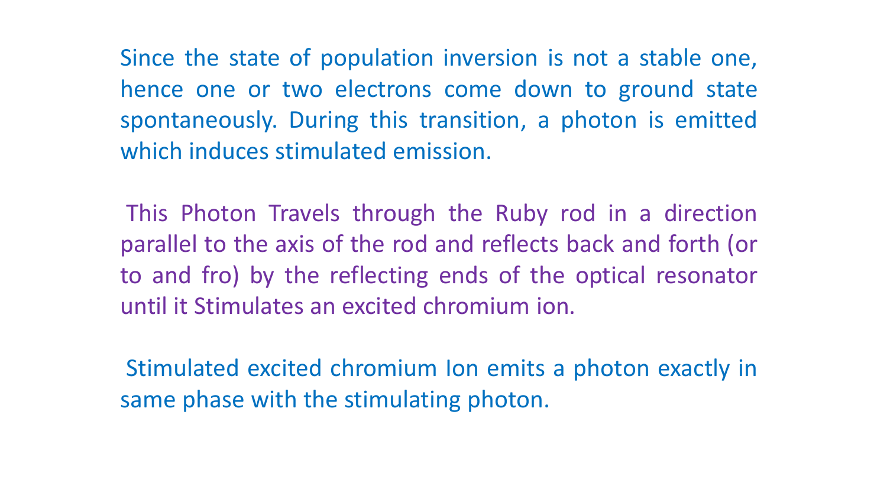Since the state of population inversion is not a stable one, hence one or two electrons come down to ground state spontaneously. During this transition, a photon is emitted which induces stimulated emission.

This Photon Travels through the Ruby rod in a direction parallel to the axis of the rod and reflects back and forth (or to and fro) by the reflecting ends of the optical resonator until it Stimulates an excited chromium ion.

Stimulated excited chromium Ion emits a photon exactly in same phase with the stimulating photon.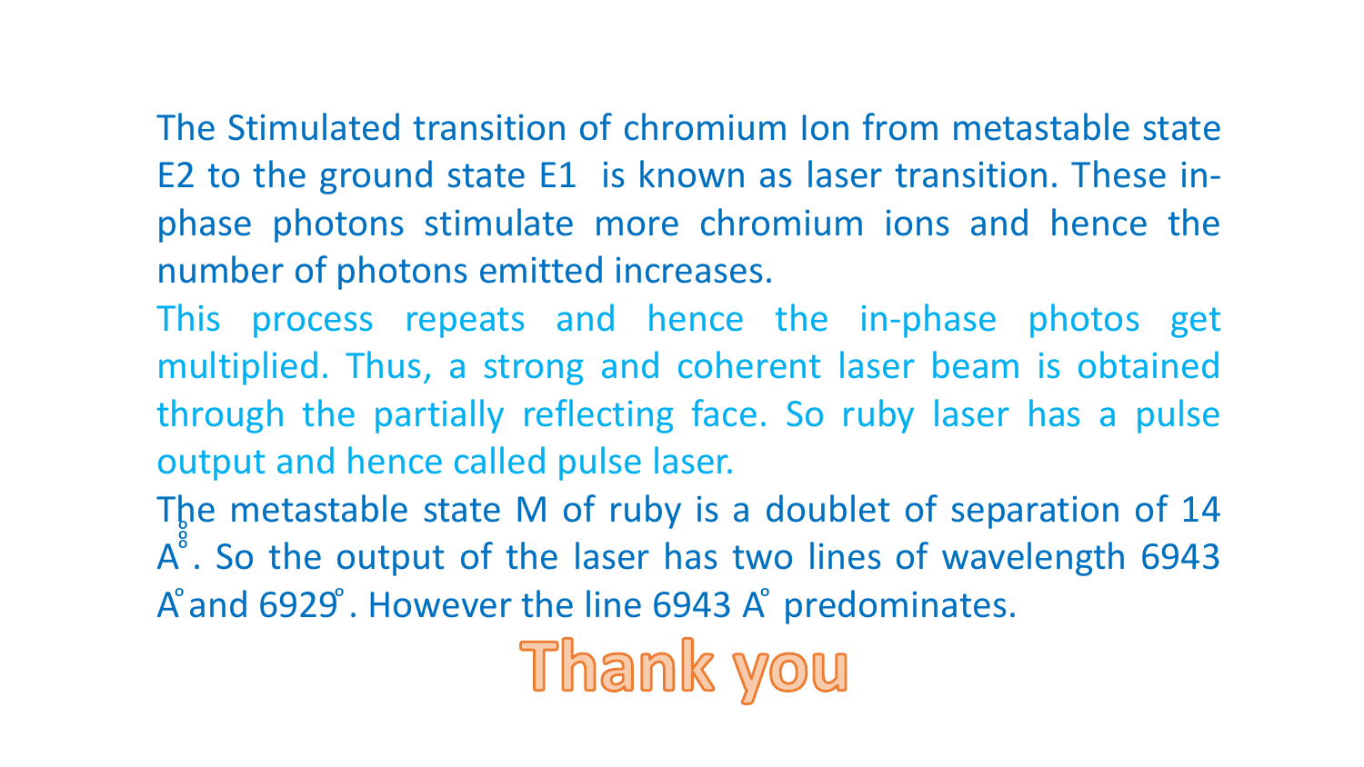The Stimulated transition of chromium Ion from metastable state E2 to the ground state E1 is known as laser transition. These in-phase photons stimulate more chromium ions and hence the number of photons emitted increases.

This process repeats and hence the in-phase photos get multiplied. Thus, a strong and coherent laser beam is obtained through the partially reflecting face. So ruby laser has a pulse output and hence called pulse laser.

The metastable state M of ruby is a doublet of separation of 14 $A^{\circ}$. So the output of the laser has two lines of wavelength 6943 $A^{\circ}$ and 6929$^{\circ}$. However the line 6943 $A^{\circ}$ predominates.

**Thank you**